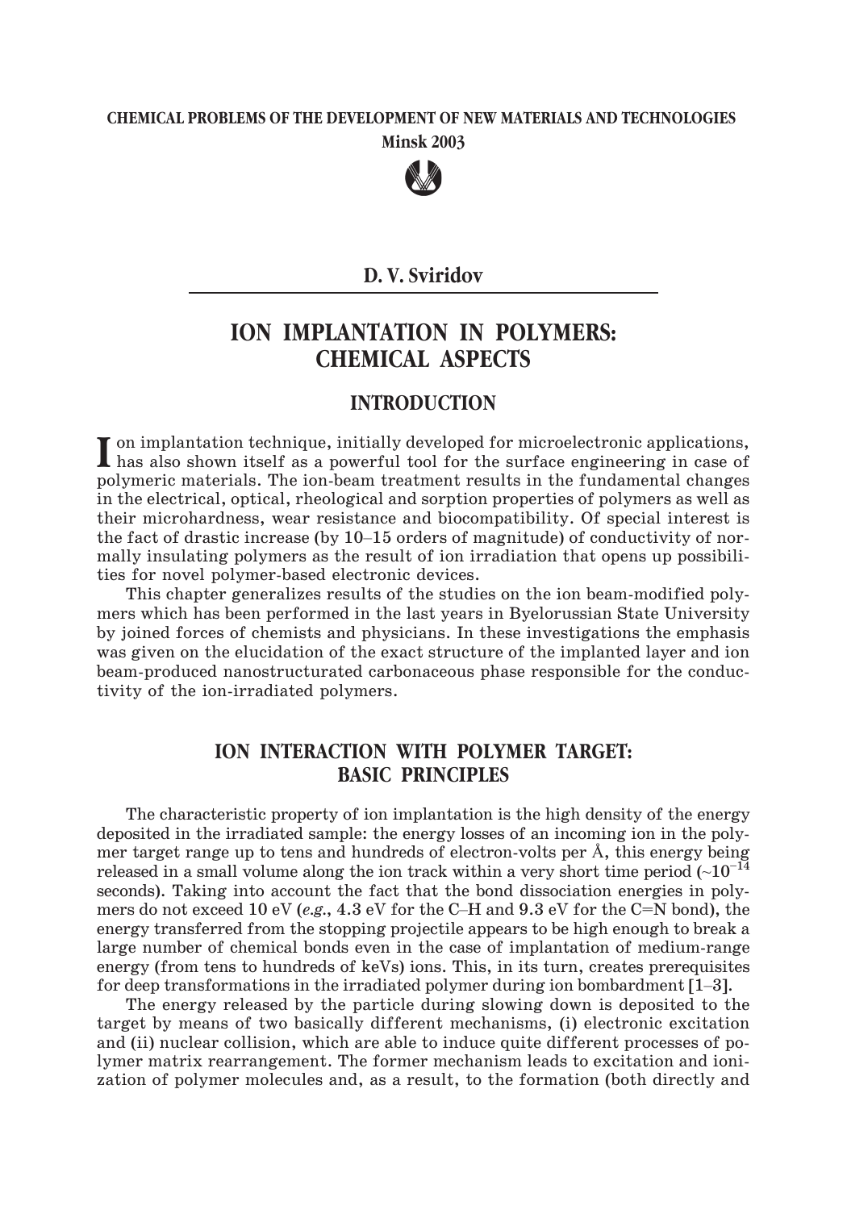CHEMICAL PROBLEMS OF THE DEVELOPMENT OF NEW MATERIALS AND TECHNOLOGIES
Minsk 2003

**D. V. Sviridov**

# ION IMPLANTATION IN POLYMERS: CHEMICAL ASPECTS

## INTRODUCTION

Ion implantation technique, initially developed for microelectronic applications, has also shown itself as a powerful tool for the surface engineering in case of polymeric materials. The ion-beam treatment results in the fundamental changes in the electrical, optical, rheological and sorption properties of polymers as well as their microhardness, wear resistance and biocompatibility. Of special interest is the fact of drastic increase (by 10–15 orders of magnitude) of conductivity of normally insulating polymers as the result of ion irradiation that opens up possibilities for novel polymer-based electronic devices.

This chapter generalizes results of the studies on the ion beam-modified polymers which has been performed in the last years in Byelorussian State University by joined forces of chemists and physicians. In these investigations the emphasis was given on the elucidation of the exact structure of the implanted layer and ion beam-produced nanostructurated carbonaceous phase responsible for the conductivity of the ion-irradiated polymers.

## ION INTERACTION WITH POLYMER TARGET: BASIC PRINCIPLES

The characteristic property of ion implantation is the high density of the energy deposited in the irradiated sample: the energy losses of an incoming ion in the polymer target range up to tens and hundreds of electron-volts per Å, this energy being released in a small volume along the ion track within a very short time period ($\sim 10^{-14}$ seconds). Taking into account the fact that the bond dissociation energies in polymers do not exceed 10 eV (*e.g.*, 4.3 eV for the C–H and 9.3 eV for the C=N bond), the energy transferred from the stopping projectile appears to be high enough to break a large number of chemical bonds even in the case of implantation of medium-range energy (from tens to hundreds of keVs) ions. This, in its turn, creates prerequisites for deep transformations in the irradiated polymer during ion bombardment [1–3].

The energy released by the particle during slowing down is deposited to the target by means of two basically different mechanisms, (i) electronic excitation and (ii) nuclear collision, which are able to induce quite different processes of polymer matrix rearrangement. The former mechanism leads to excitation and ionization of polymer molecules and, as a result, to the formation (both directly and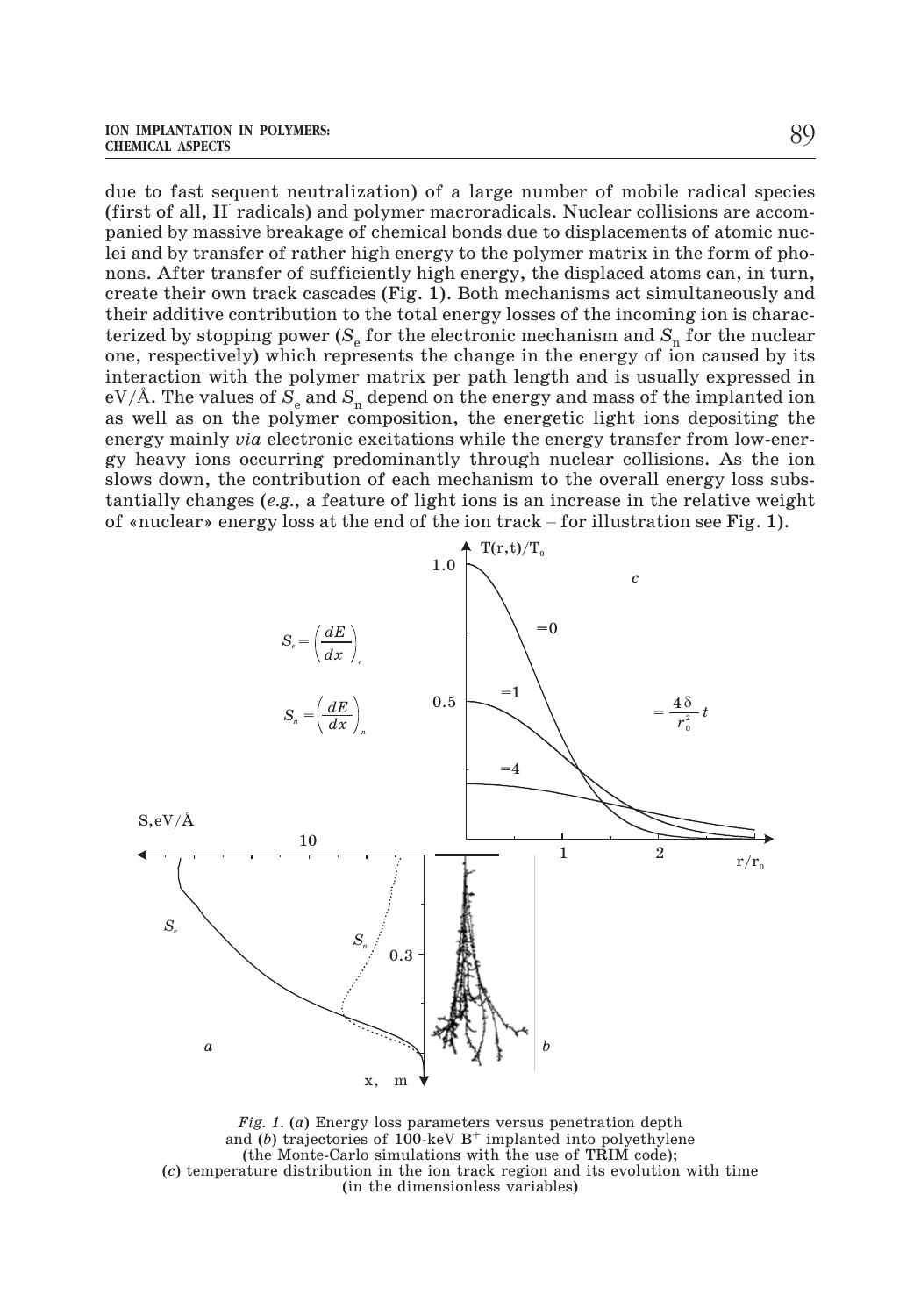due to fast sequent neutralization) of a large number of mobile radical species (first of all, $H^{\cdot}$ radicals) and polymer macroradicals. Nuclear collisions are accompanied by massive breakage of chemical bonds due to displacements of atomic nuclei and by transfer of rather high energy to the polymer matrix in the form of phonons. After transfer of sufficiently high energy, the displaced atoms can, in turn, create their own track cascades (Fig. 1). Both mechanisms act simultaneously and their additive contribution to the total energy losses of the incoming ion is characterized by stopping power ($S_e$ for the electronic mechanism and $S_n$ for the nuclear one, respectively) which represents the change in the energy of ion caused by its interaction with the polymer matrix per path length and is usually expressed in eV/Å. The values of $S_e$ and $S_n$ depend on the energy and mass of the implanted ion as well as on the polymer composition, the energetic light ions depositing the energy mainly *via* electronic excitations while the energy transfer from low-energy heavy ions occurring predominantly through nuclear collisions. As the ion slows down, the contribution of each mechanism to the overall energy loss substantially changes (*e.g.*, a feature of light ions is an increase in the relative weight of «nuclear» energy loss at the end of the ion track – for illustration see Fig. 1).

$$S_e = \left(\frac{dE}{dx}\right)_e$$

$$S_n = \left(\frac{dE}{dx}\right)_n$$

T(r,t)/T₀

1.0

0.5

=0

=1

=4

$= \frac{4\delta}{r_0^2} t$

c

1

2

r/r₀

S, eV/Å

10

$S_e$

$S_n$

0.3

a

b

x, m

*Fig. 1.* (*a*) Energy loss parameters versus penetration depth and (*b*) trajectories of 100-keV $B^+$ implanted into polyethylene (the Monte-Carlo simulations with the use of TRIM code); (*c*) temperature distribution in the ion track region and its evolution with time (in the dimensionless variables)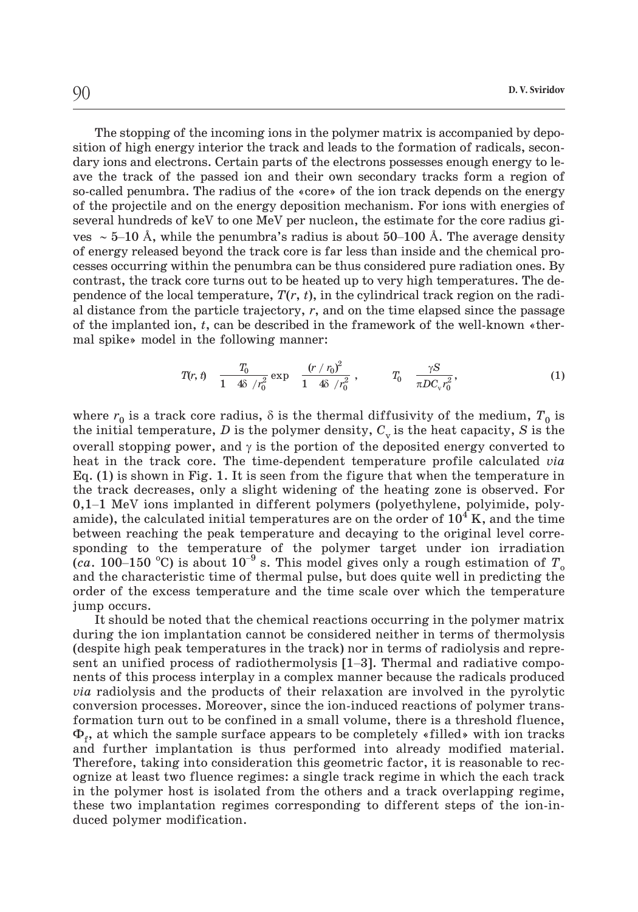The stopping of the incoming ions in the polymer matrix is accompanied by deposition of high energy interior the track and leads to the formation of radicals, secondary ions and electrons. Certain parts of the electrons possesses enough energy to leave the track of the passed ion and their own secondary tracks form a region of so-called penumbra. The radius of the «core» of the ion track depends on the energy of the projectile and on the energy deposition mechanism. For ions with energies of several hundreds of keV to one MeV per nucleon, the estimate for the core radius gives ~ 5–10 Å, while the penumbra's radius is about 50–100 Å. The average density of energy released beyond the track core is far less than inside and the chemical processes occurring within the penumbra can be thus considered pure radiation ones. By contrast, the track core turns out to be heated up to very high temperatures. The dependence of the local temperature, $T(r, t)$, in the cylindrical track region on the radial distance from the particle trajectory, $r$, and on the time elapsed since the passage of the implanted ion, $t$, can be described in the framework of the well-known «thermal spike» model in the following manner:

$$T(r, t) = \frac{T_0}{1 + 4\delta t / r_0^2} \exp\left(-\frac{(r / r_0)^2}{1 + 4\delta t / r_0^2}\right), \qquad T_0 = \frac{\gamma S}{\pi D C_v r_0^2}, \tag{1}$$

where $r_0$ is a track core radius, $\delta$ is the thermal diffusivity of the medium, $T_0$ is the initial temperature, $D$ is the polymer density, $C_v$ is the heat capacity, $S$ is the overall stopping power, and $\gamma$ is the portion of the deposited energy converted to heat in the track core. The time-dependent temperature profile calculated *via* Eq. (1) is shown in Fig. 1. It is seen from the figure that when the temperature in the track decreases, only a slight widening of the heating zone is observed. For 0,1–1 MeV ions implanted in different polymers (polyethylene, polyimide, polyamide), the calculated initial temperatures are on the order of $10^4$ K, and the time between reaching the peak temperature and decaying to the original level corresponding to the temperature of the polymer target under ion irradiation (*ca*. 100–150 °C) is about $10^{-9}$ s. This model gives only a rough estimation of $T_o$ and the characteristic time of thermal pulse, but does quite well in predicting the order of the excess temperature and the time scale over which the temperature jump occurs.

It should be noted that the chemical reactions occurring in the polymer matrix during the ion implantation cannot be considered neither in terms of thermolysis (despite high peak temperatures in the track) nor in terms of radiolysis and represent an unified process of radiothermolysis [1–3]. Thermal and radiative components of this process interplay in a complex manner because the radicals produced *via* radiolysis and the products of their relaxation are involved in the pyrolytic conversion processes. Moreover, since the ion-induced reactions of polymer transformation turn out to be confined in a small volume, there is a threshold fluence, $\Phi_f$, at which the sample surface appears to be completely «filled» with ion tracks and further implantation is thus performed into already modified material. Therefore, taking into consideration this geometric factor, it is reasonable to recognize at least two fluence regimes: a single track regime in which the each track in the polymer host is isolated from the others and a track overlapping regime, these two implantation regimes corresponding to different steps of the ion-induced polymer modification.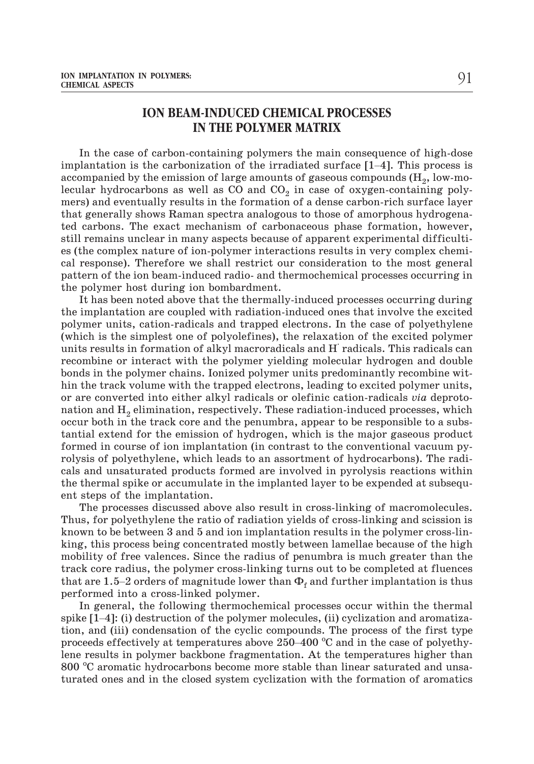## ION BEAM-INDUCED CHEMICAL PROCESSES IN THE POLYMER MATRIX

In the case of carbon-containing polymers the main consequence of high-dose implantation is the carbonization of the irradiated surface [1–4]. This process is accompanied by the emission of large amounts of gaseous compounds ($H_2$, low-molecular hydrocarbons as well as CO and $CO_2$ in case of oxygen-containing polymers) and eventually results in the formation of a dense carbon-rich surface layer that generally shows Raman spectra analogous to those of amorphous hydrogenated carbons. The exact mechanism of carbonaceous phase formation, however, still remains unclear in many aspects because of apparent experimental difficulties (the complex nature of ion-polymer interactions results in very complex chemical response). Therefore we shall restrict our consideration to the most general pattern of the ion beam-induced radio- and thermochemical processes occurring in the polymer host during ion bombardment.

It has been noted above that the thermally-induced processes occurring during the implantation are coupled with radiation-induced ones that involve the excited polymer units, cation-radicals and trapped electrons. In the case of polyethylene (which is the simplest one of polyolefines), the relaxation of the excited polymer units results in formation of alkyl macroradicals and $H^{\cdot}$ radicals. This radicals can recombine or interact with the polymer yielding molecular hydrogen and double bonds in the polymer chains. Ionized polymer units predominantly recombine within the track volume with the trapped electrons, leading to excited polymer units, or are converted into either alkyl radicals or olefinic cation-radicals *via* deprotonation and $H_2$ elimination, respectively. These radiation-induced processes, which occur both in the track core and the penumbra, appear to be responsible to a substantial extend for the emission of hydrogen, which is the major gaseous product formed in course of ion implantation (in contrast to the conventional vacuum pyrolysis of polyethylene, which leads to an assortment of hydrocarbons). The radicals and unsaturated products formed are involved in pyrolysis reactions within the thermal spike or accumulate in the implanted layer to be expended at subsequent steps of the implantation.

The processes discussed above also result in cross-linking of macromolecules. Thus, for polyethylene the ratio of radiation yields of cross-linking and scission is known to be between 3 and 5 and ion implantation results in the polymer cross-linking, this process being concentrated mostly between lamellae because of the high mobility of free valences. Since the radius of penumbra is much greater than the track core radius, the polymer cross-linking turns out to be completed at fluences that are 1.5–2 orders of magnitude lower than $\Phi_f$ and further implantation is thus performed into a cross-linked polymer.

In general, the following thermochemical processes occur within the thermal spike [1–4]: (i) destruction of the polymer molecules, (ii) cyclization and aromatization, and (iii) condensation of the cyclic compounds. The process of the first type proceeds effectively at temperatures above 250–400 °C and in the case of polyethylene results in polymer backbone fragmentation. At the temperatures higher than 800 °C aromatic hydrocarbons become more stable than linear saturated and unsaturated ones and in the closed system cyclization with the formation of aromatics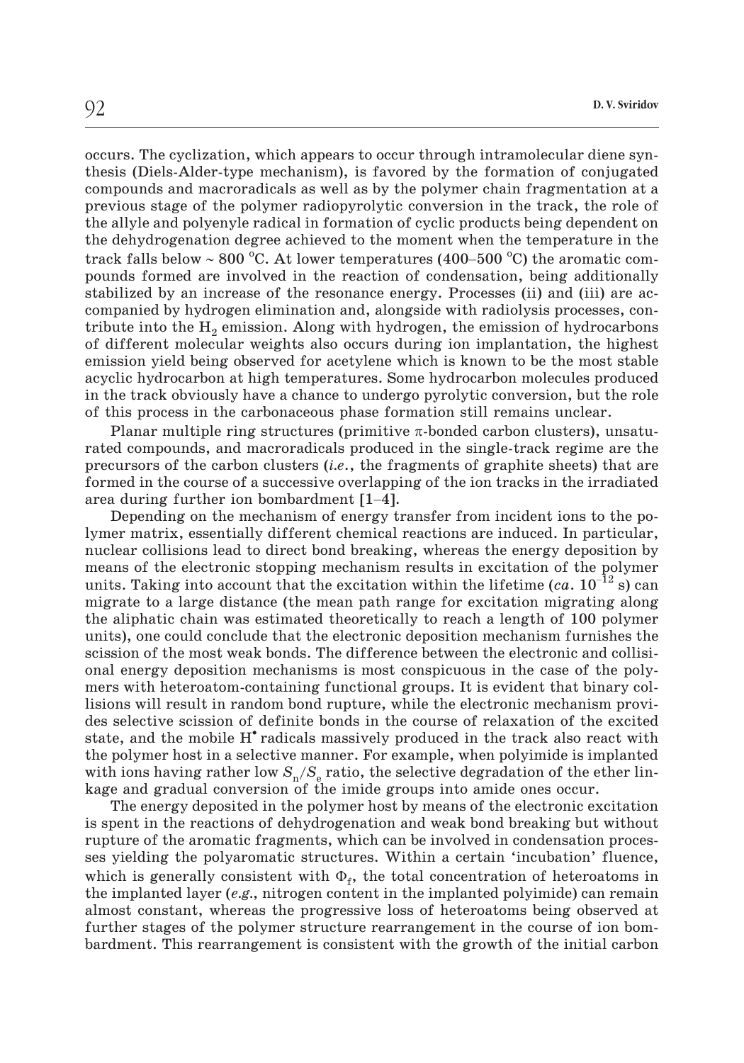occurs. The cyclization, which appears to occur through intramolecular diene synthesis (Diels-Alder-type mechanism), is favored by the formation of conjugated compounds and macroradicals as well as by the polymer chain fragmentation at a previous stage of the polymer radiopyrolytic conversion in the track, the role of the allyle and polyenyle radical in formation of cyclic products being dependent on the dehydrogenation degree achieved to the moment when the temperature in the track falls below ~ 800 °C. At lower temperatures (400–500 °C) the aromatic compounds formed are involved in the reaction of condensation, being additionally stabilized by an increase of the resonance energy. Processes (ii) and (iii) are accompanied by hydrogen elimination and, alongside with radiolysis processes, contribute into the $H_2$ emission. Along with hydrogen, the emission of hydrocarbons of different molecular weights also occurs during ion implantation, the highest emission yield being observed for acetylene which is known to be the most stable acyclic hydrocarbon at high temperatures. Some hydrocarbon molecules produced in the track obviously have a chance to undergo pyrolytic conversion, but the role of this process in the carbonaceous phase formation still remains unclear.

Planar multiple ring structures (primitive π-bonded carbon clusters), unsaturated compounds, and macroradicals produced in the single-track regime are the precursors of the carbon clusters (*i.e.*, the fragments of graphite sheets) that are formed in the course of a successive overlapping of the ion tracks in the irradiated area during further ion bombardment [1–4].

Depending on the mechanism of energy transfer from incident ions to the polymer matrix, essentially different chemical reactions are induced. In particular, nuclear collisions lead to direct bond breaking, whereas the energy deposition by means of the electronic stopping mechanism results in excitation of the polymer units. Taking into account that the excitation within the lifetime (*ca.* $10^{-12}$ s) can migrate to a large distance (the mean path range for excitation migrating along the aliphatic chain was estimated theoretically to reach a length of 100 polymer units), one could conclude that the electronic deposition mechanism furnishes the scission of the most weak bonds. The difference between the electronic and collisional energy deposition mechanisms is most conspicuous in the case of the polymers with heteroatom-containing functional groups. It is evident that binary collisions will result in random bond rupture, while the electronic mechanism provides selective scission of definite bonds in the course of relaxation of the excited state, and the mobile $H^{\bullet}$ radicals massively produced in the track also react with the polymer host in a selective manner. For example, when polyimide is implanted with ions having rather low $S_n/S_e$ ratio, the selective degradation of the ether linkage and gradual conversion of the imide groups into amide ones occur.

The energy deposited in the polymer host by means of the electronic excitation is spent in the reactions of dehydrogenation and weak bond breaking but without rupture of the aromatic fragments, which can be involved in condensation processes yielding the polyaromatic structures. Within a certain 'incubation' fluence, which is generally consistent with $\Phi_f$, the total concentration of heteroatoms in the implanted layer (*e.g.*, nitrogen content in the implanted polyimide) can remain almost constant, whereas the progressive loss of heteroatoms being observed at further stages of the polymer structure rearrangement in the course of ion bombardment. This rearrangement is consistent with the growth of the initial carbon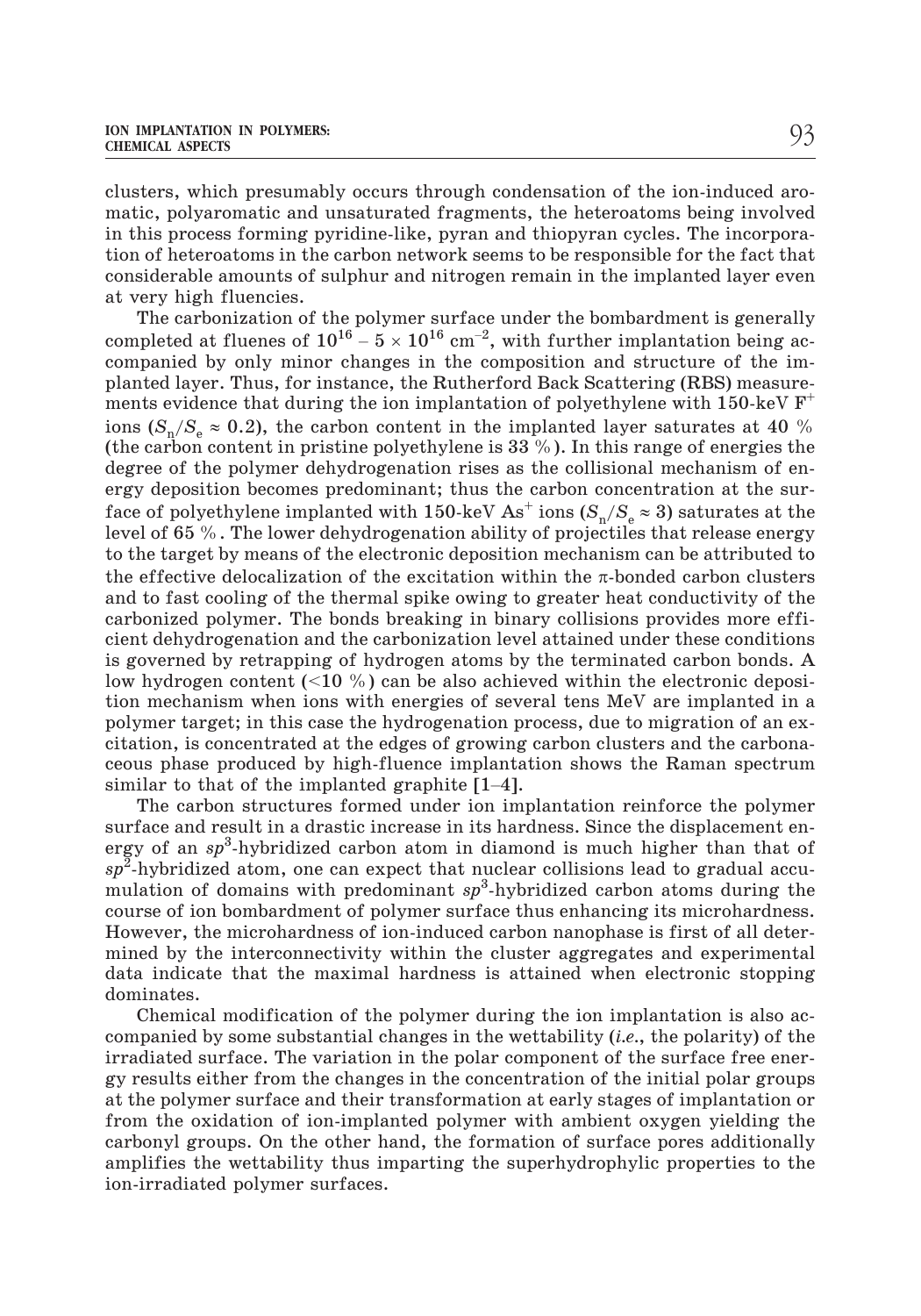clusters, which presumably occurs through condensation of the ion-induced aromatic, polyaromatic and unsaturated fragments, the heteroatoms being involved in this process forming pyridine-like, pyran and thiopyran cycles. The incorporation of heteroatoms in the carbon network seems to be responsible for the fact that considerable amounts of sulphur and nitrogen remain in the implanted layer even at very high fluencies.

The carbonization of the polymer surface under the bombardment is generally completed at fluenes of $10^{16}$ – $5 \times 10^{16}$ cm$^{-2}$, with further implantation being accompanied by only minor changes in the composition and structure of the implanted layer. Thus, for instance, the Rutherford Back Scattering (RBS) measurements evidence that during the ion implantation of polyethylene with 150-keV $F^+$ ions ($S_n/S_e \approx 0.2$), the carbon content in the implanted layer saturates at 40 % (the carbon content in pristine polyethylene is 33 %). In this range of energies the degree of the polymer dehydrogenation rises as the collisional mechanism of energy deposition becomes predominant; thus the carbon concentration at the surface of polyethylene implanted with 150-keV $As^+$ ions ($S_n/S_e \approx 3$) saturates at the level of 65 %. The lower dehydrogenation ability of projectiles that release energy to the target by means of the electronic deposition mechanism can be attributed to the effective delocalization of the excitation within the π-bonded carbon clusters and to fast cooling of the thermal spike owing to greater heat conductivity of the carbonized polymer. The bonds breaking in binary collisions provides more efficient dehydrogenation and the carbonization level attained under these conditions is governed by retrapping of hydrogen atoms by the terminated carbon bonds. A low hydrogen content (<10 %) can be also achieved within the electronic deposition mechanism when ions with energies of several tens MeV are implanted in a polymer target; in this case the hydrogenation process, due to migration of an excitation, is concentrated at the edges of growing carbon clusters and the carbonaceous phase produced by high-fluence implantation shows the Raman spectrum similar to that of the implanted graphite [1–4].

The carbon structures formed under ion implantation reinforce the polymer surface and result in a drastic increase in its hardness. Since the displacement energy of an $sp^3$-hybridized carbon atom in diamond is much higher than that of $sp^2$-hybridized atom, one can expect that nuclear collisions lead to gradual accumulation of domains with predominant $sp^3$-hybridized carbon atoms during the course of ion bombardment of polymer surface thus enhancing its microhardness. However, the microhardness of ion-induced carbon nanophase is first of all determined by the interconnectivity within the cluster aggregates and experimental data indicate that the maximal hardness is attained when electronic stopping dominates.

Chemical modification of the polymer during the ion implantation is also accompanied by some substantial changes in the wettability (*i.e.*, the polarity) of the irradiated surface. The variation in the polar component of the surface free energy results either from the changes in the concentration of the initial polar groups at the polymer surface and their transformation at early stages of implantation or from the oxidation of ion-implanted polymer with ambient oxygen yielding the carbonyl groups. On the other hand, the formation of surface pores additionally amplifies the wettability thus imparting the superhydrophylic properties to the ion-irradiated polymer surfaces.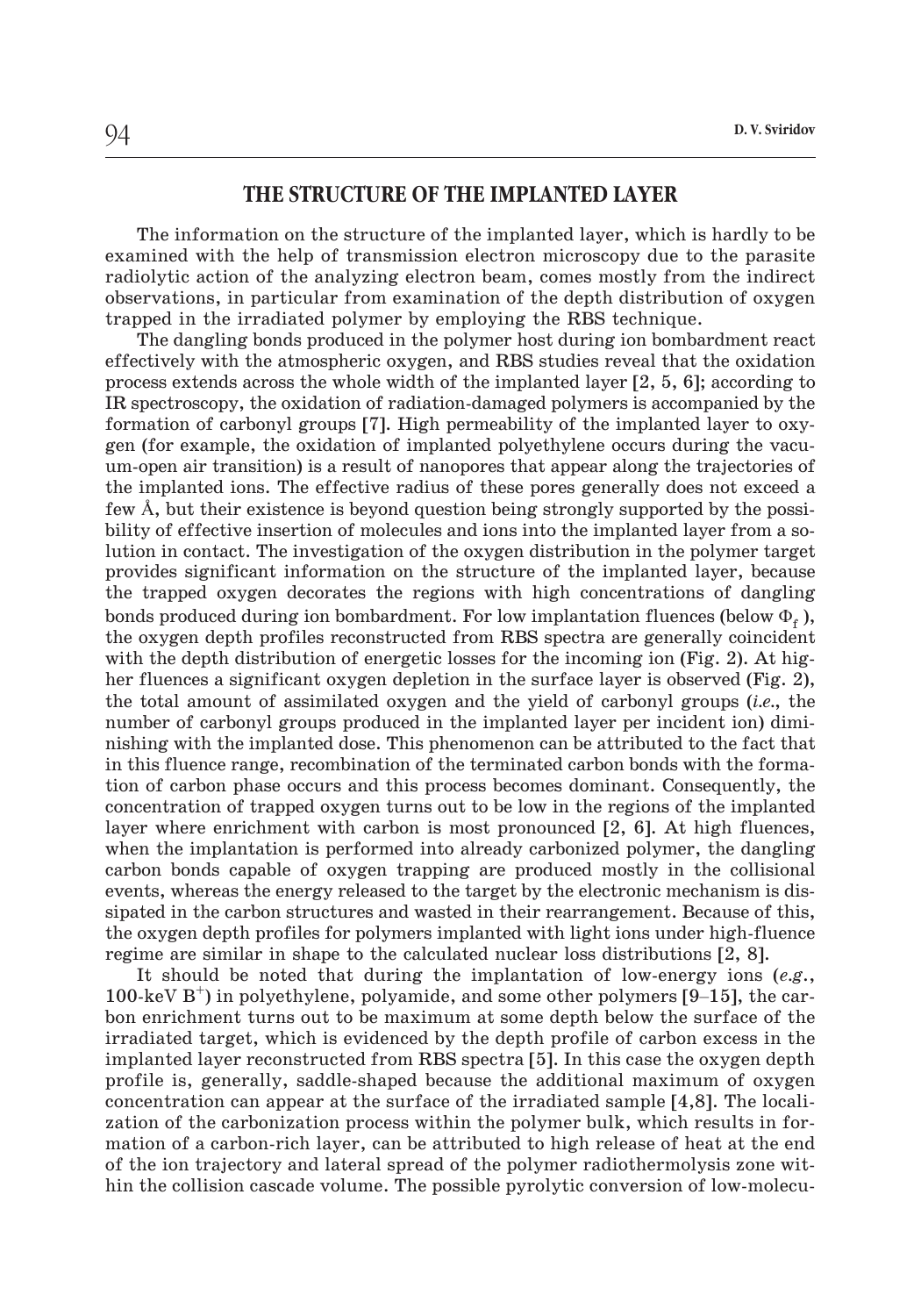## THE STRUCTURE OF THE IMPLANTED LAYER

The information on the structure of the implanted layer, which is hardly to be examined with the help of transmission electron microscopy due to the parasite radiolytic action of the analyzing electron beam, comes mostly from the indirect observations, in particular from examination of the depth distribution of oxygen trapped in the irradiated polymer by employing the RBS technique.

The dangling bonds produced in the polymer host during ion bombardment react effectively with the atmospheric oxygen, and RBS studies reveal that the oxidation process extends across the whole width of the implanted layer [2, 5, 6]; according to IR spectroscopy, the oxidation of radiation-damaged polymers is accompanied by the formation of carbonyl groups [7]. High permeability of the implanted layer to oxygen (for example, the oxidation of implanted polyethylene occurs during the vacuum-open air transition) is a result of nanopores that appear along the trajectories of the implanted ions. The effective radius of these pores generally does not exceed a few Å, but their existence is beyond question being strongly supported by the possibility of effective insertion of molecules and ions into the implanted layer from a solution in contact. The investigation of the oxygen distribution in the polymer target provides significant information on the structure of the implanted layer, because the trapped oxygen decorates the regions with high concentrations of dangling bonds produced during ion bombardment. For low implantation fluences (below $\Phi_f$), the oxygen depth profiles reconstructed from RBS spectra are generally coincident with the depth distribution of energetic losses for the incoming ion (Fig. 2). At higher fluences a significant oxygen depletion in the surface layer is observed (Fig. 2), the total amount of assimilated oxygen and the yield of carbonyl groups (*i.e.*, the number of carbonyl groups produced in the implanted layer per incident ion) diminishing with the implanted dose. This phenomenon can be attributed to the fact that in this fluence range, recombination of the terminated carbon bonds with the formation of carbon phase occurs and this process becomes dominant. Consequently, the concentration of trapped oxygen turns out to be low in the regions of the implanted layer where enrichment with carbon is most pronounced [2, 6]. At high fluences, when the implantation is performed into already carbonized polymer, the dangling carbon bonds capable of oxygen trapping are produced mostly in the collisional events, whereas the energy released to the target by the electronic mechanism is dissipated in the carbon structures and wasted in their rearrangement. Because of this, the oxygen depth profiles for polymers implanted with light ions under high-fluence regime are similar in shape to the calculated nuclear loss distributions [2, 8].

It should be noted that during the implantation of low-energy ions (*e.g.*, 100-keV $B^+$) in polyethylene, polyamide, and some other polymers [9–15], the carbon enrichment turns out to be maximum at some depth below the surface of the irradiated target, which is evidenced by the depth profile of carbon excess in the implanted layer reconstructed from RBS spectra [5]. In this case the oxygen depth profile is, generally, saddle-shaped because the additional maximum of oxygen concentration can appear at the surface of the irradiated sample [4,8]. The localization of the carbonization process within the polymer bulk, which results in formation of a carbon-rich layer, can be attributed to high release of heat at the end of the ion trajectory and lateral spread of the polymer radiothermolysis zone within the collision cascade volume. The possible pyrolytic conversion of low-molecu-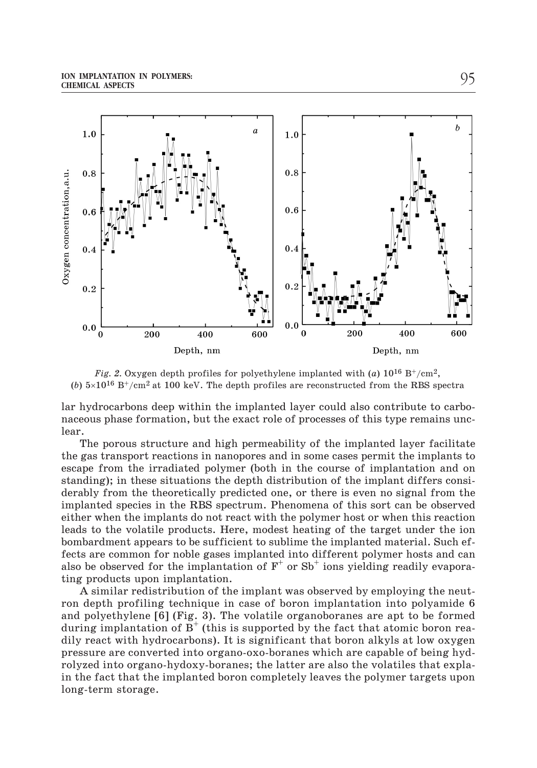*Fig. 2.* Oxygen depth profiles for polyethylene implanted with (*a*) $10^{16}$ $B^+/cm^2$, (*b*) $5\times10^{16}$ $B^+/cm^2$ at 100 keV. The depth profiles are reconstructed from the RBS spectra

lar hydrocarbons deep within the implanted layer could also contribute to carbonaceous phase formation, but the exact role of processes of this type remains unclear.

The porous structure and high permeability of the implanted layer facilitate the gas transport reactions in nanopores and in some cases permit the implants to escape from the irradiated polymer (both in the course of implantation and on standing); in these situations the depth distribution of the implant differs considerably from the theoretically predicted one, or there is even no signal from the implanted species in the RBS spectrum. Phenomena of this sort can be observed either when the implants do not react with the polymer host or when this reaction leads to the volatile products. Here, modest heating of the target under the ion bombardment appears to be sufficient to sublime the implanted material. Such effects are common for noble gases implanted into different polymer hosts and can also be observed for the implantation of $F^+$ or $Sb^+$ ions yielding readily evaporating products upon implantation.

A similar redistribution of the implant was observed by employing the neutron depth profiling technique in case of boron implantation into polyamide 6 and polyethylene [6] (Fig. 3). The volatile organoboranes are apt to be formed during implantation of $B^+$ (this is supported by the fact that atomic boron readily react with hydrocarbons). It is significant that boron alkyls at low oxygen pressure are converted into organo-oxo-boranes which are capable of being hydrolyzed into organo-hydoxy-boranes; the latter are also the volatiles that explain the fact that the implanted boron completely leaves the polymer targets upon long-term storage.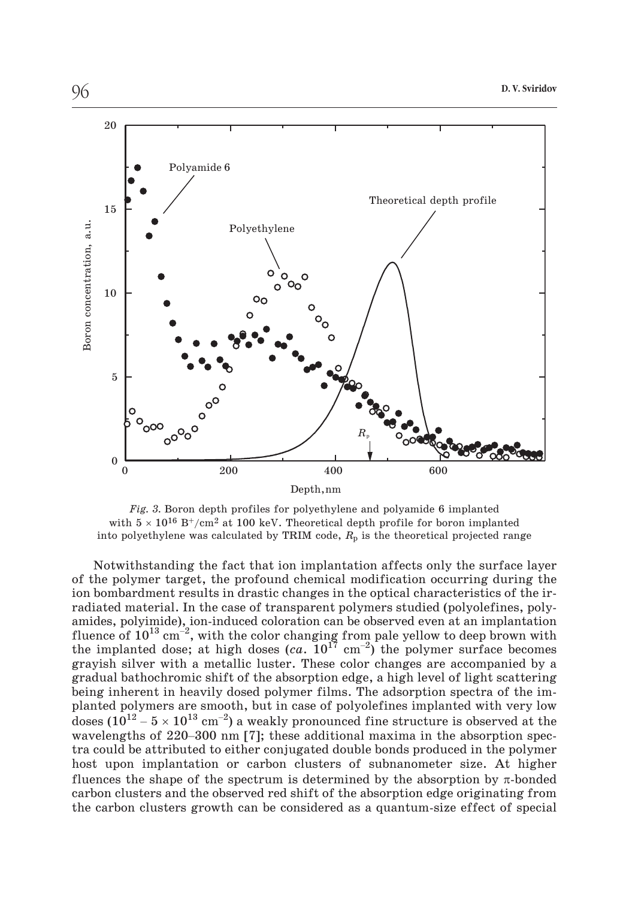20

15

10

5

0

Boron concentration, a.u.

0

200

400

600

Depth, nm

Polyamide 6

Polyethylene

Theoretical depth profile

$R_p$

*Fig. 3.* Boron depth profiles for polyethylene and polyamide 6 implanted with $5 \times 10^{16}$ $B^+/cm^2$ at 100 keV. Theoretical depth profile for boron implanted into polyethylene was calculated by TRIM code, $R_p$ is the theoretical projected range

Notwithstanding the fact that ion implantation affects only the surface layer of the polymer target, the profound chemical modification occurring during the ion bombardment results in drastic changes in the optical characteristics of the irradiated material. In the case of transparent polymers studied (polyolefines, polyamides, polyimide), ion-induced coloration can be observed even at an implantation fluence of $10^{13}$ $cm^{-2}$, with the color changing from pale yellow to deep brown with the implanted dose; at high doses (*ca.* $10^{17}$ $cm^{-2}$) the polymer surface becomes grayish silver with a metallic luster. These color changes are accompanied by a gradual bathochromic shift of the absorption edge, a high level of light scattering being inherent in heavily dosed polymer films. The adsorption spectra of the implanted polymers are smooth, but in case of polyolefines implanted with very low doses ($10^{12}$ – $5 \times 10^{13}$ $cm^{-2}$) a weakly pronounced fine structure is observed at the wavelengths of 220–300 nm [7]; these additional maxima in the absorption spectra could be attributed to either conjugated double bonds produced in the polymer host upon implantation or carbon clusters of subnanometer size. At higher fluences the shape of the spectrum is determined by the absorption by π-bonded carbon clusters and the observed red shift of the absorption edge originating from the carbon clusters growth can be considered as a quantum-size effect of special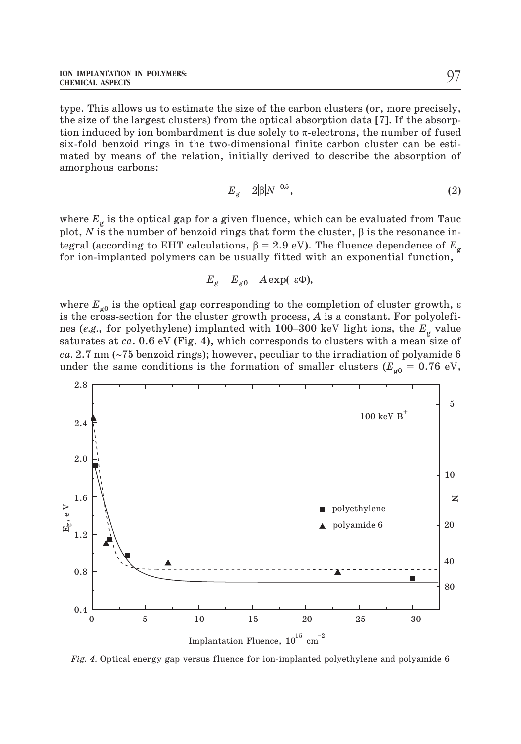type. This allows us to estimate the size of the carbon clusters (or, more precisely, the size of the largest clusters) from the optical absorption data [7]. If the absorption induced by ion bombardment is due solely to π-electrons, the number of fused six-fold benzoid rings in the two-dimensional finite carbon cluster can be estimated by means of the relation, initially derived to describe the absorption of amorphous carbons:

$$E_g \quad 2|\beta|N^{\ 0.5}, \tag{2}$$

where $E_g$ is the optical gap for a given fluence, which can be evaluated from Tauc plot, $N$ is the number of benzoid rings that form the cluster, β is the resonance integral (according to EHT calculations, β = 2.9 eV). The fluence dependence of $E_g$ for ion-implanted polymers can be usually fitted with an exponential function,

$$E_g \quad E_{g0} \quad A\exp( \ \varepsilon\Phi),$$

where $E_{g0}$ is the optical gap corresponding to the completion of cluster growth, ε is the cross-section for the cluster growth process, $A$ is a constant. For polyolefines (*e.g.*, for polyethylene) implanted with 100–300 keV light ions, the $E_g$ value saturates at *ca.* 0.6 eV (Fig. 4), which corresponds to clusters with a mean size of *ca.* 2.7 nm (~75 benzoid rings); however, peculiar to the irradiation of polyamide 6 under the same conditions is the formation of smaller clusters ($E_{g0}$ = 0.76 eV,

100 keV $B^+$

$E_g$, e V

N

polyethylene

polyamide 6

Implantation Fluence, $10^{15}$ $cm^{-2}$

0.4
0.8
1.2
1.6
2.0
2.4
2.8

0
5
10
15
20
25
30

5
10
20
40
80

*Fig. 4.* Optical energy gap versus fluence for ion-implanted polyethylene and polyamide 6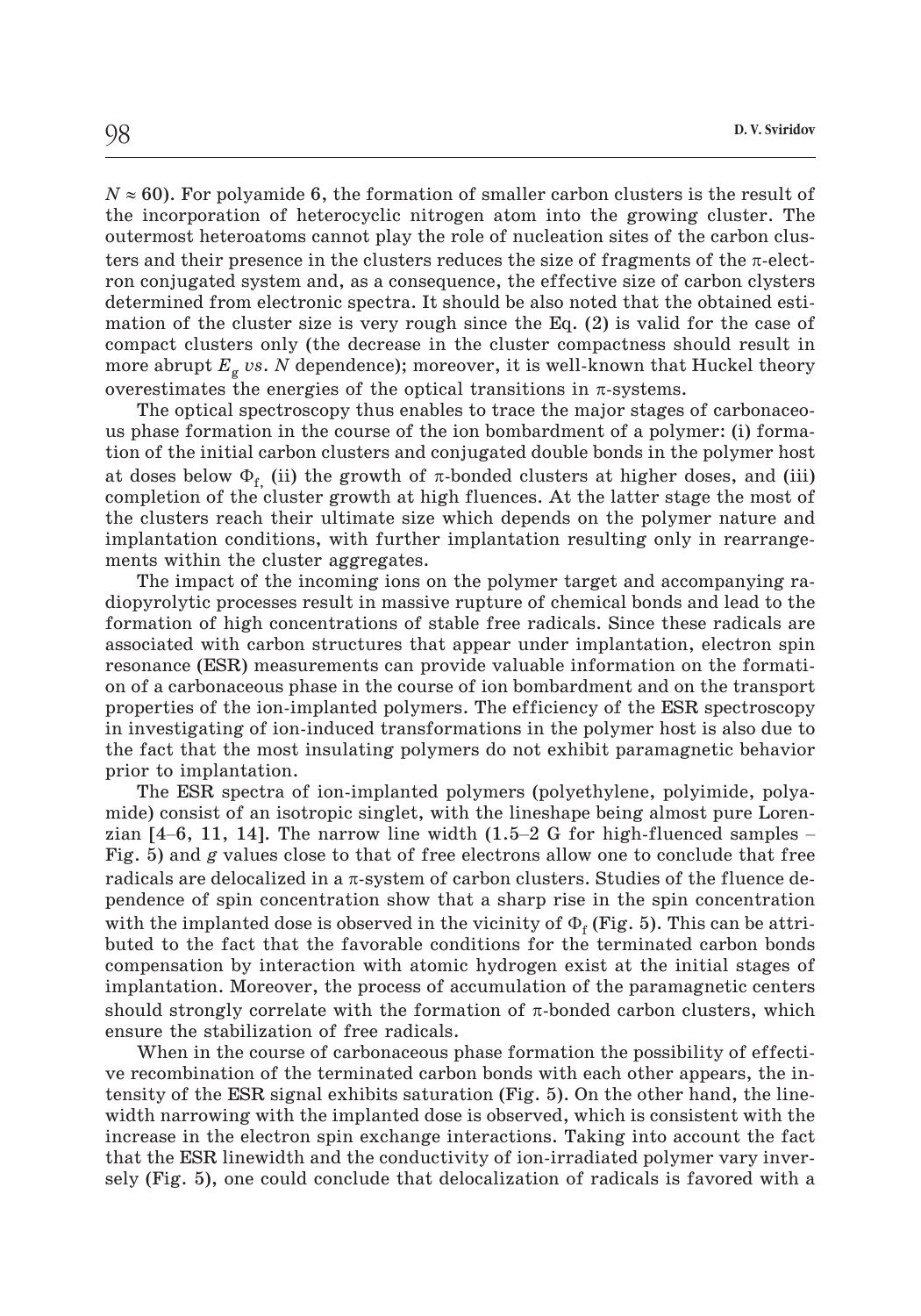$N \approx 60$). For polyamide 6, the formation of smaller carbon clusters is the result of the incorporation of heterocyclic nitrogen atom into the growing cluster. The outermost heteroatoms cannot play the role of nucleation sites of the carbon clusters and their presence in the clusters reduces the size of fragments of the π-electron conjugated system and, as a consequence, the effective size of carbon clysters determined from electronic spectra. It should be also noted that the obtained estimation of the cluster size is very rough since the Eq. (2) is valid for the case of compact clusters only (the decrease in the cluster compactness should result in more abrupt $E_g$ *vs*. $N$ dependence); moreover, it is well-known that Huckel theory overestimates the energies of the optical transitions in π-systems.

The optical spectroscopy thus enables to trace the major stages of carbonaceous phase formation in the course of the ion bombardment of a polymer: (i) formation of the initial carbon clusters and conjugated double bonds in the polymer host at doses below $\Phi_f$, (ii) the growth of π-bonded clusters at higher doses, and (iii) completion of the cluster growth at high fluences. At the latter stage the most of the clusters reach their ultimate size which depends on the polymer nature and implantation conditions, with further implantation resulting only in rearrangements within the cluster aggregates.

The impact of the incoming ions on the polymer target and accompanying radiopyrolytic processes result in massive rupture of chemical bonds and lead to the formation of high concentrations of stable free radicals. Since these radicals are associated with carbon structures that appear under implantation, electron spin resonance (ESR) measurements can provide valuable information on the formation of a carbonaceous phase in the course of ion bombardment and on the transport properties of the ion-implanted polymers. The efficiency of the ESR spectroscopy in investigating of ion-induced transformations in the polymer host is also due to the fact that the most insulating polymers do not exhibit paramagnetic behavior prior to implantation.

The ESR spectra of ion-implanted polymers (polyethylene, polyimide, polyamide) consist of an isotropic singlet, with the lineshape being almost pure Lorenzian [4–6, 11, 14]. The narrow line width (1.5–2 G for high-fluenced samples – Fig. 5) and $g$ values close to that of free electrons allow one to conclude that free radicals are delocalized in a π-system of carbon clusters. Studies of the fluence dependence of spin concentration show that a sharp rise in the spin concentration with the implanted dose is observed in the vicinity of $\Phi_f$ (Fig. 5). This can be attributed to the fact that the favorable conditions for the terminated carbon bonds compensation by interaction with atomic hydrogen exist at the initial stages of implantation. Moreover, the process of accumulation of the paramagnetic centers should strongly correlate with the formation of π-bonded carbon clusters, which ensure the stabilization of free radicals.

When in the course of carbonaceous phase formation the possibility of effective recombination of the terminated carbon bonds with each other appears, the intensity of the ESR signal exhibits saturation (Fig. 5). On the other hand, the linewidth narrowing with the implanted dose is observed, which is consistent with the increase in the electron spin exchange interactions. Taking into account the fact that the ESR linewidth and the conductivity of ion-irradiated polymer vary inversely (Fig. 5), one could conclude that delocalization of radicals is favored with a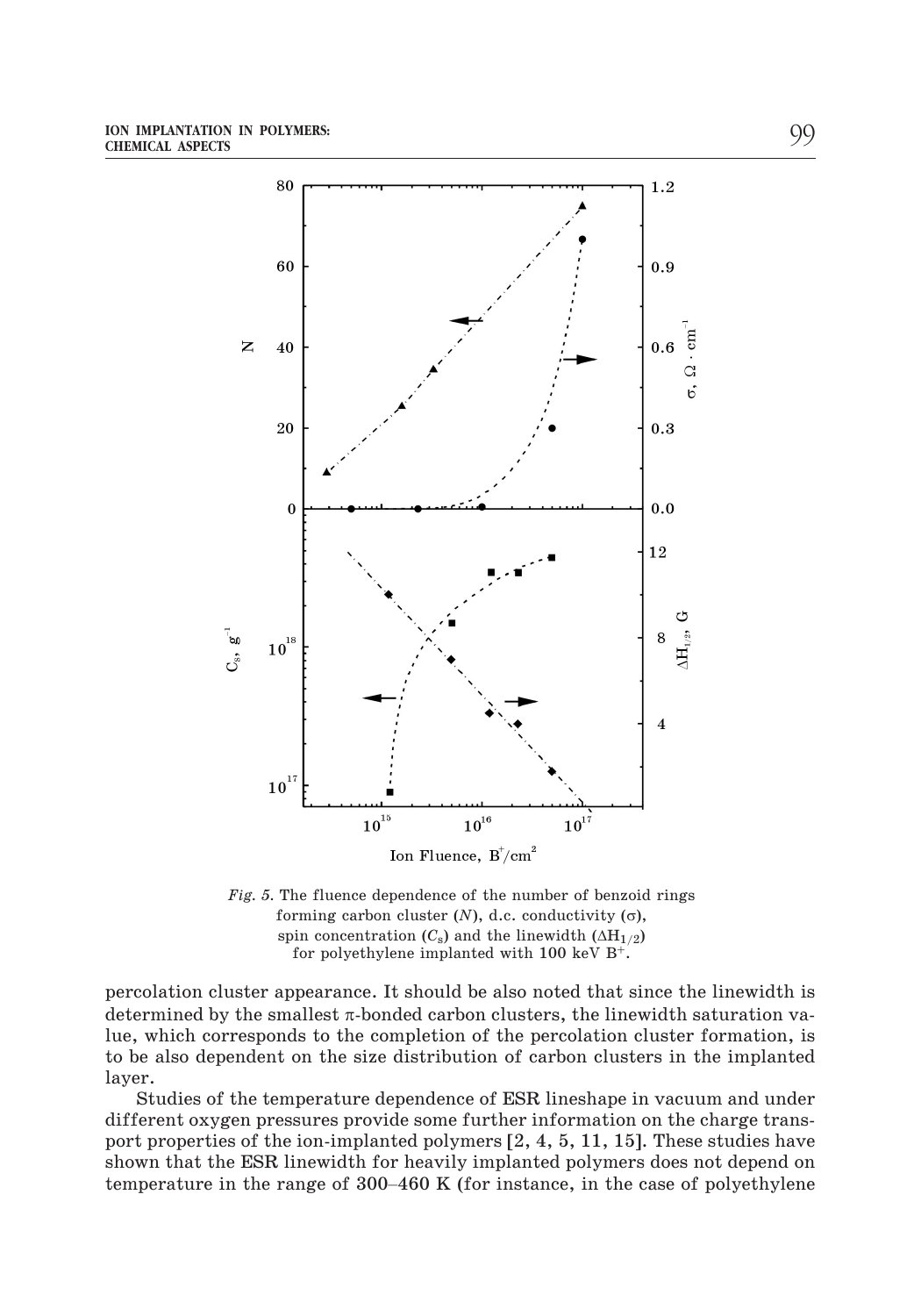80
60
40
20
0
N
1.2
0.9
0.6
0.3
0.0
$\sigma$, $\Omega \cdot cm^{-1}$
12
8
4
$\Delta H_{1/2}$, G
$10^{18}$
$10^{17}$
$C_s$, $g^{-1}$
$10^{15}$
$10^{16}$
$10^{17}$
Ion Fluence, $B^+/cm^2$

*Fig. 5.* The fluence dependence of the number of benzoid rings forming carbon cluster ($N$), d.c. conductivity ($\sigma$), spin concentration ($C_s$) and the linewidth ($\Delta H_{1/2}$) for polyethylene implanted with 100 keV $B^+$.

percolation cluster appearance. It should be also noted that since the linewidth is determined by the smallest $\pi$-bonded carbon clusters, the linewidth saturation value, which corresponds to the completion of the percolation cluster formation, is to be also dependent on the size distribution of carbon clusters in the implanted layer.

Studies of the temperature dependence of ESR lineshape in vacuum and under different oxygen pressures provide some further information on the charge transport properties of the ion-implanted polymers [2, 4, 5, 11, 15]. These studies have shown that the ESR linewidth for heavily implanted polymers does not depend on temperature in the range of 300–460 K (for instance, in the case of polyethylene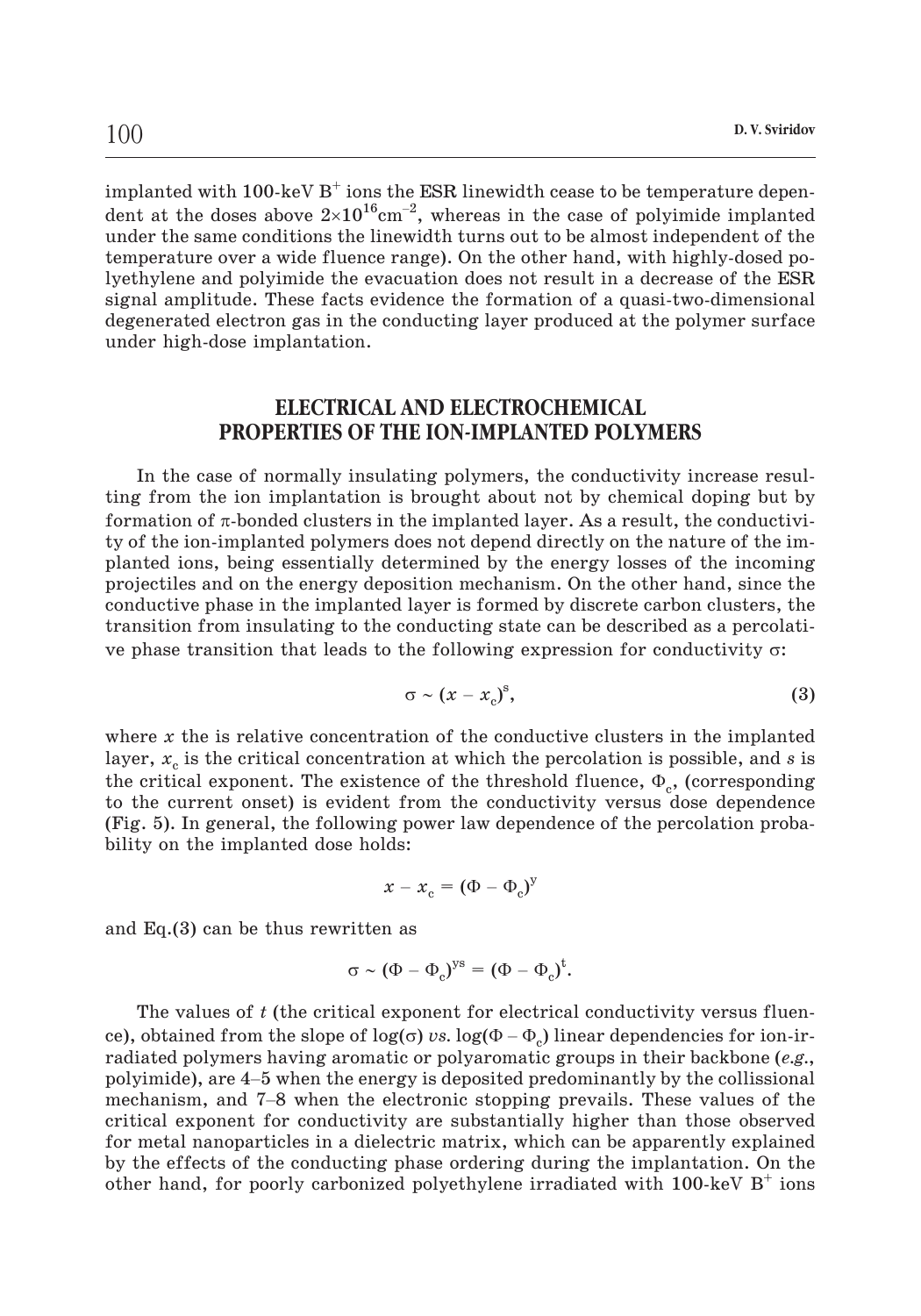implanted with 100-keV $B^+$ ions the ESR linewidth cease to be temperature dependent at the doses above $2{\times}10^{16}$cm$^{-2}$, whereas in the case of polyimide implanted under the same conditions the linewidth turns out to be almost independent of the temperature over a wide fluence range). On the other hand, with highly-dosed polyethylene and polyimide the evacuation does not result in a decrease of the ESR signal amplitude. These facts evidence the formation of a quasi-two-dimensional degenerated electron gas in the conducting layer produced at the polymer surface under high-dose implantation.

## ELECTRICAL AND ELECTROCHEMICAL PROPERTIES OF THE ION-IMPLANTED POLYMERS

In the case of normally insulating polymers, the conductivity increase resulting from the ion implantation is brought about not by chemical doping but by formation of $\pi$-bonded clusters in the implanted layer. As a result, the conductivity of the ion-implanted polymers does not depend directly on the nature of the implanted ions, being essentially determined by the energy losses of the incoming projectiles and on the energy deposition mechanism. On the other hand, since the conductive phase in the implanted layer is formed by discrete carbon clusters, the transition from insulating to the conducting state can be described as a percolative phase transition that leads to the following expression for conductivity $\sigma$:

$$\sigma \sim (x - x_c)^s, \tag{3}$$

where $x$ the is relative concentration of the conductive clusters in the implanted layer, $x_c$ is the critical concentration at which the percolation is possible, and $s$ is the critical exponent. The existence of the threshold fluence, $\Phi_c$, (corresponding to the current onset) is evident from the conductivity versus dose dependence (Fig. 5). In general, the following power law dependence of the percolation probability on the implanted dose holds:

$$x - x_c = (\Phi - \Phi_c)^y$$

and Eq.(3) can be thus rewritten as

$$\sigma \sim (\Phi - \Phi_c)^{ys} = (\Phi - \Phi_c)^t.$$

The values of $t$ (the critical exponent for electrical conductivity versus fluence), obtained from the slope of $\log(\sigma)$ *vs.* $\log(\Phi - \Phi_c)$ linear dependencies for ion-irradiated polymers having aromatic or polyaromatic groups in their backbone (*e.g.*, polyimide), are 4–5 when the energy is deposited predominantly by the collissional mechanism, and 7–8 when the electronic stopping prevails. These values of the critical exponent for conductivity are substantially higher than those observed for metal nanoparticles in a dielectric matrix, which can be apparently explained by the effects of the conducting phase ordering during the implantation. On the other hand, for poorly carbonized polyethylene irradiated with 100-keV $B^+$ ions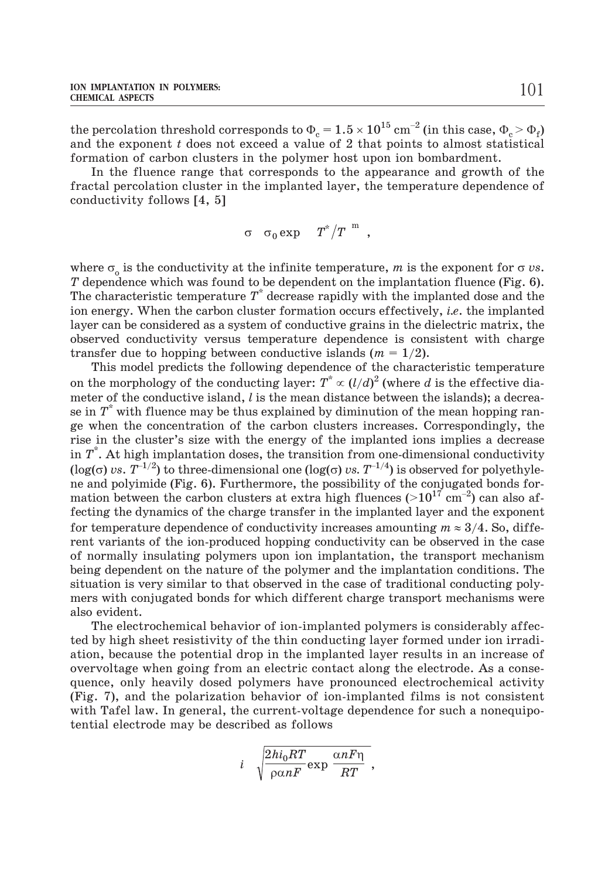the percolation threshold corresponds to $\Phi_c = 1.5 \times 10^{15}$ cm$^{-2}$ (in this case, $\Phi_c > \Phi_f$) and the exponent $t$ does not exceed a value of 2 that points to almost statistical formation of carbon clusters in the polymer host upon ion bombardment.

In the fluence range that corresponds to the appearance and growth of the fractal percolation cluster in the implanted layer, the temperature dependence of conductivity follows [4, 5]

$$\sigma = \sigma_0 \exp\left[-\left(T^*/T\right)^m\right],$$

where $\sigma_o$ is the conductivity at the infinite temperature, $m$ is the exponent for $\sigma$ *vs*. $T$ dependence which was found to be dependent on the implantation fluence (Fig. 6). The characteristic temperature $T^*$ decrease rapidly with the implanted dose and the ion energy. When the carbon cluster formation occurs effectively, *i.e*. the implanted layer can be considered as a system of conductive grains in the dielectric matrix, the observed conductivity versus temperature dependence is consistent with charge transfer due to hopping between conductive islands ($m = 1/2$).

This model predicts the following dependence of the characteristic temperature on the morphology of the conducting layer: $T^* \propto (l/d)^2$ (where $d$ is the effective diameter of the conductive island, $l$ is the mean distance between the islands); a decrease in $T^*$ with fluence may be thus explained by diminution of the mean hopping range when the concentration of the carbon clusters increases. Correspondingly, the rise in the cluster's size with the energy of the implanted ions implies a decrease in $T^*$. At high implantation doses, the transition from one-dimensional conductivity ($\log(\sigma)$ *vs*. $T^{-1/2}$) to three-dimensional one ($\log(\sigma)$ *vs*. $T^{-1/4}$) is observed for polyethylene and polyimide (Fig. 6). Furthermore, the possibility of the conjugated bonds formation between the carbon clusters at extra high fluences ($>10^{17}$ cm$^{-2}$) can also affecting the dynamics of the charge transfer in the implanted layer and the exponent for temperature dependence of conductivity increases amounting $m \approx 3/4$. So, different variants of the ion-produced hopping conductivity can be observed in the case of normally insulating polymers upon ion implantation, the transport mechanism being dependent on the nature of the polymer and the implantation conditions. The situation is very similar to that observed in the case of traditional conducting polymers with conjugated bonds for which different charge transport mechanisms were also evident.

The electrochemical behavior of ion-implanted polymers is considerably affected by high sheet resistivity of the thin conducting layer formed under ion irradiation, because the potential drop in the implanted layer results in an increase of overvoltage when going from an electric contact along the electrode. As a consequence, only heavily dosed polymers have pronounced electrochemical activity (Fig. 7), and the polarization behavior of ion-implanted films is not consistent with Tafel law. In general, the current-voltage dependence for such a nonequipotential electrode may be described as follows

$$i = \sqrt{\frac{2hi_0RT}{\rho\alpha nF}\exp\left(\frac{\alpha nF\eta}{RT}\right)},$$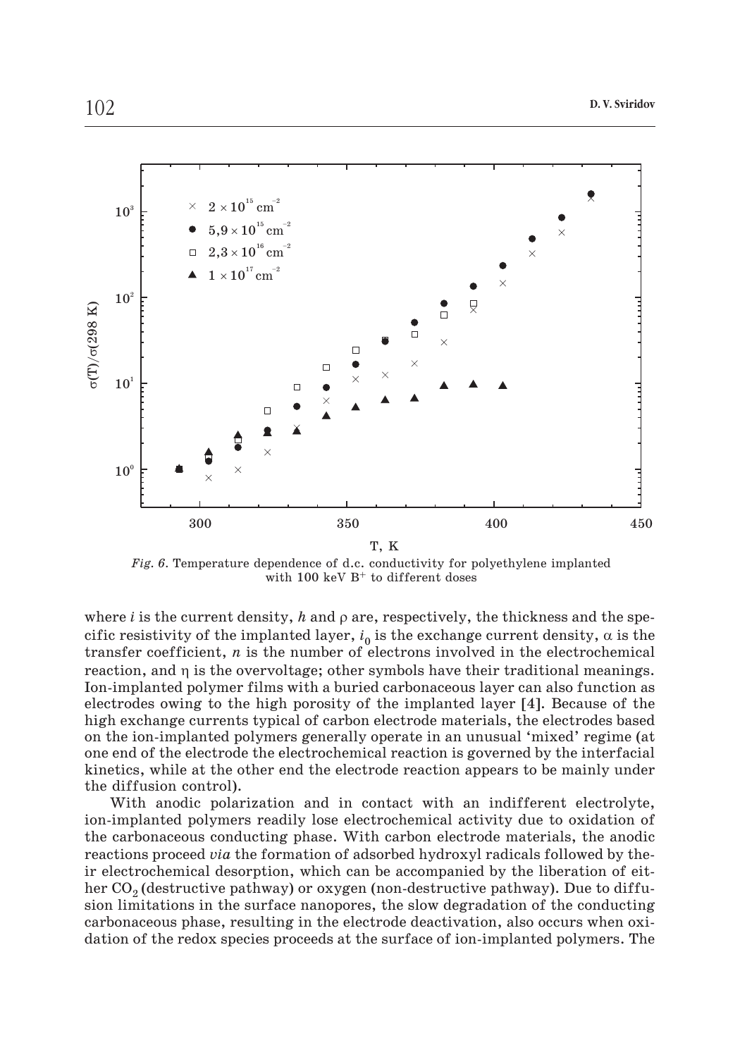$2 \times 10^{15}$ cm$^{-2}$
$5{,}9 \times 10^{15}$ cm$^{-2}$
$2{,}3 \times 10^{16}$ cm$^{-2}$
$1 \times 10^{17}$ cm$^{-2}$

$10^3$
$10^2$
$10^1$
$10^0$

σ(T)/σ(298 K)

300
350
400
450

T, K

*Fig. 6.* Temperature dependence of d.c. conductivity for polyethylene implanted with 100 keV $B^+$ to different doses

where $i$ is the current density, $h$ and $\rho$ are, respectively, the thickness and the specific resistivity of the implanted layer, $i_0$ is the exchange current density, $\alpha$ is the transfer coefficient, $n$ is the number of electrons involved in the electrochemical reaction, and $\eta$ is the overvoltage; other symbols have their traditional meanings. Ion-implanted polymer films with a buried carbonaceous layer can also function as electrodes owing to the high porosity of the implanted layer [4]. Because of the high exchange currents typical of carbon electrode materials, the electrodes based on the ion-implanted polymers generally operate in an unusual 'mixed' regime (at one end of the electrode the electrochemical reaction is governed by the interfacial kinetics, while at the other end the electrode reaction appears to be mainly under the diffusion control).

With anodic polarization and in contact with an indifferent electrolyte, ion-implanted polymers readily lose electrochemical activity due to oxidation of the carbonaceous conducting phase. With carbon electrode materials, the anodic reactions proceed *via* the formation of adsorbed hydroxyl radicals followed by their electrochemical desorption, which can be accompanied by the liberation of either $CO_2$ (destructive pathway) or oxygen (non-destructive pathway). Due to diffusion limitations in the surface nanopores, the slow degradation of the conducting carbonaceous phase, resulting in the electrode deactivation, also occurs when oxidation of the redox species proceeds at the surface of ion-implanted polymers. The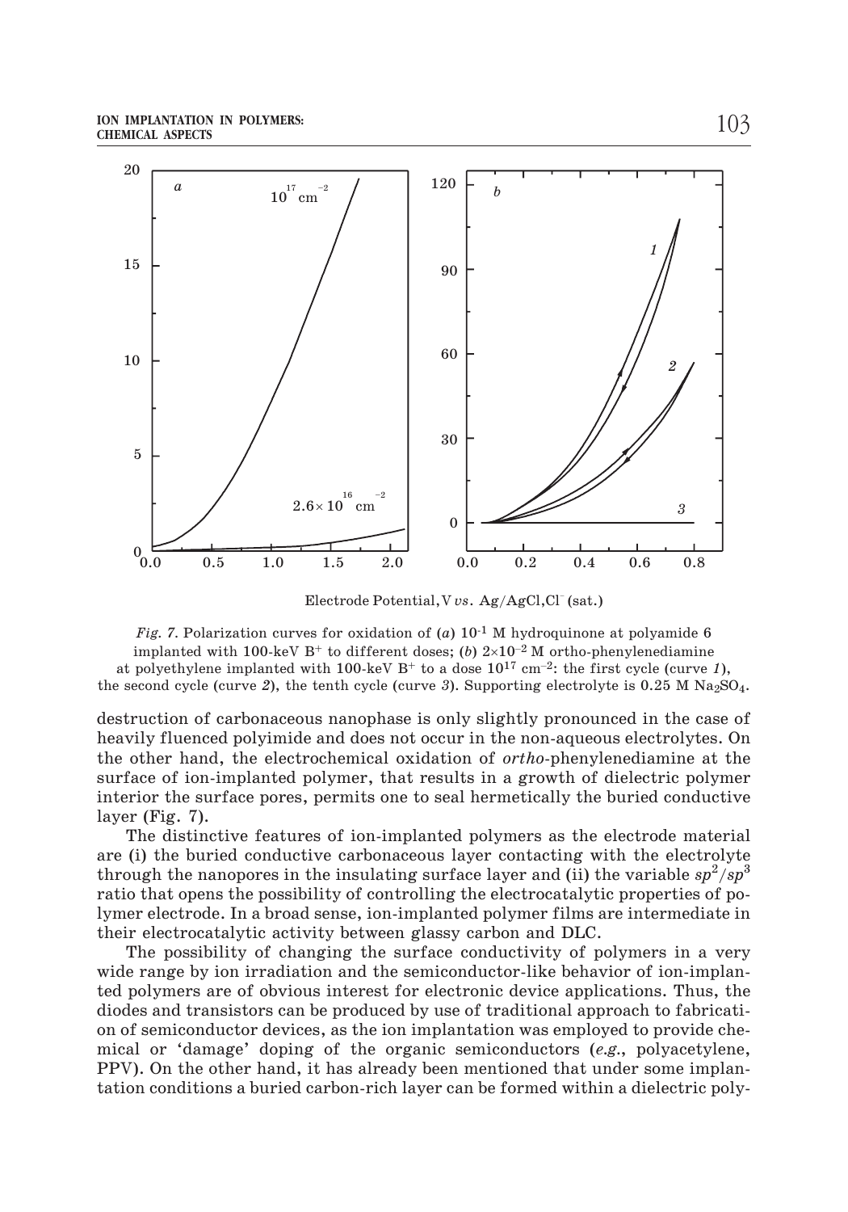a

$10^{17}$ cm$^{-2}$

$2.6\times10^{16}$ cm$^{-2}$

0.0 0.5 1.0 1.5 2.0

0 5 10 15 20

b

1

2

3

0.0 0.2 0.4 0.6 0.8

0 30 60 90 120

Electrode Potential, V *vs*. Ag/AgCl,Cl$^-$ (sat.)

*Fig. 7.* Polarization curves for oxidation of (*a*) $10^{-1}$ M hydroquinone at polyamide 6 implanted with 100-keV $B^+$ to different doses; (*b*) $2\times10^{-2}$ M ortho-phenylenediamine at polyethylene implanted with 100-keV $B^+$ to a dose $10^{17}$ cm$^{-2}$: the first cycle (curve *1*), the second cycle (curve *2*), the tenth cycle (curve *3*). Supporting electrolyte is 0.25 M $Na_2SO_4$.

destruction of carbonaceous nanophase is only slightly pronounced in the case of heavily fluenced polyimide and does not occur in the non-aqueous electrolytes. On the other hand, the electrochemical oxidation of *ortho*-phenylenediamine at the surface of ion-implanted polymer, that results in a growth of dielectric polymer interior the surface pores, permits one to seal hermetically the buried conductive layer (Fig. 7).

The distinctive features of ion-implanted polymers as the electrode material are (i) the buried conductive carbonaceous layer contacting with the electrolyte through the nanopores in the insulating surface layer and (ii) the variable $sp^2/sp^3$ ratio that opens the possibility of controlling the electrocatalytic properties of polymer electrode. In a broad sense, ion-implanted polymer films are intermediate in their electrocatalytic activity between glassy carbon and DLC.

The possibility of changing the surface conductivity of polymers in a very wide range by ion irradiation and the semiconductor-like behavior of ion-implanted polymers are of obvious interest for electronic device applications. Thus, the diodes and transistors can be produced by use of traditional approach to fabrication of semiconductor devices, as the ion implantation was employed to provide chemical or 'damage' doping of the organic semiconductors (*e.g.*, polyacetylene, PPV). On the other hand, it has already been mentioned that under some implantation conditions a buried carbon-rich layer can be formed within a dielectric poly-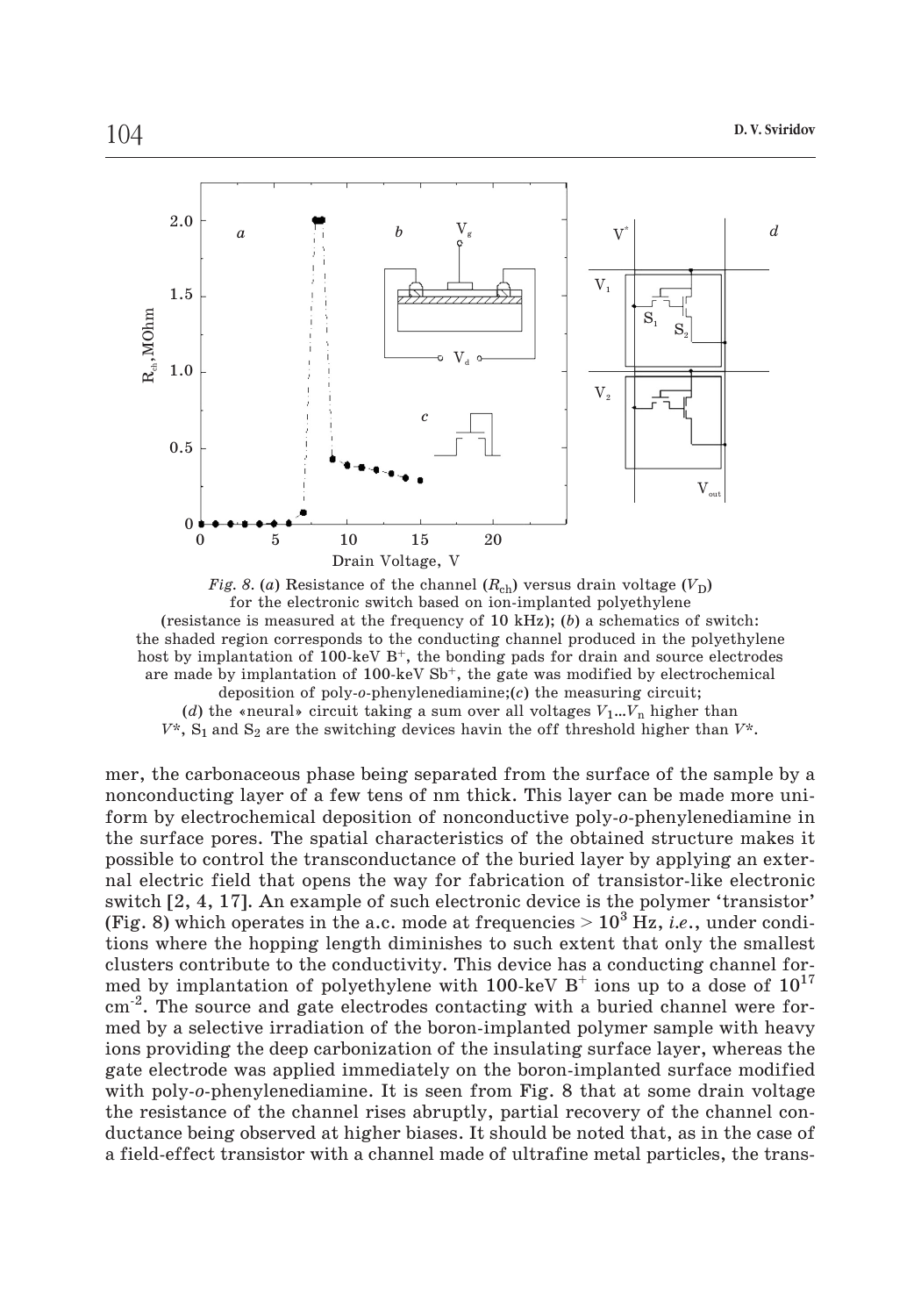2.0
1.5
1.0
0.5
0
0 5 10 15 20
Drain Voltage, V
$R_{ch}$, MOhm
*a*
*b*
$V_g$
$V_d$
*c*
$V^*$
*d*
$V_1$
$S_1$
$S_2$
$V_2$
$V_{out}$

*Fig. 8.* (*a*) Resistance of the channel ($R_{ch}$) versus drain voltage ($V_D$) for the electronic switch based on ion-implanted polyethylene (resistance is measured at the frequency of 10 kHz); (*b*) a schematics of switch: the shaded region corresponds to the conducting channel produced in the polyethylene host by implantation of 100-keV $B^+$, the bonding pads for drain and source electrodes are made by implantation of 100-keV $Sb^+$, the gate was modified by electrochemical deposition of poly-*o*-phenylenediamine;(*c*) the measuring circuit; (*d*) the «neural» circuit taking a sum over all voltages $V_1 ... V_n$ higher than $V^*$, $S_1$ and $S_2$ are the switching devices havin the off threshold higher than $V^*$.

mer, the carbonaceous phase being separated from the surface of the sample by a nonconducting layer of a few tens of nm thick. This layer can be made more uniform by electrochemical deposition of nonconductive poly-*o*-phenylenediamine in the surface pores. The spatial characteristics of the obtained structure makes it possible to control the transconductance of the buried layer by applying an external electric field that opens the way for fabrication of transistor-like electronic switch [2, 4, 17]. An example of such electronic device is the polymer 'transistor' (Fig. 8) which operates in the a.c. mode at frequencies $> 10^3$ Hz, *i.e.*, under conditions where the hopping length diminishes to such extent that only the smallest clusters contribute to the conductivity. This device has a conducting channel formed by implantation of polyethylene with 100-keV $B^+$ ions up to a dose of $10^{17}$ $cm^{-2}$. The source and gate electrodes contacting with a buried channel were formed by a selective irradiation of the boron-implanted polymer sample with heavy ions providing the deep carbonization of the insulating surface layer, whereas the gate electrode was applied immediately on the boron-implanted surface modified with poly-*o*-phenylenediamine. It is seen from Fig. 8 that at some drain voltage the resistance of the channel rises abruptly, partial recovery of the channel conductance being observed at higher biases. It should be noted that, as in the case of a field-effect transistor with a channel made of ultrafine metal particles, the trans-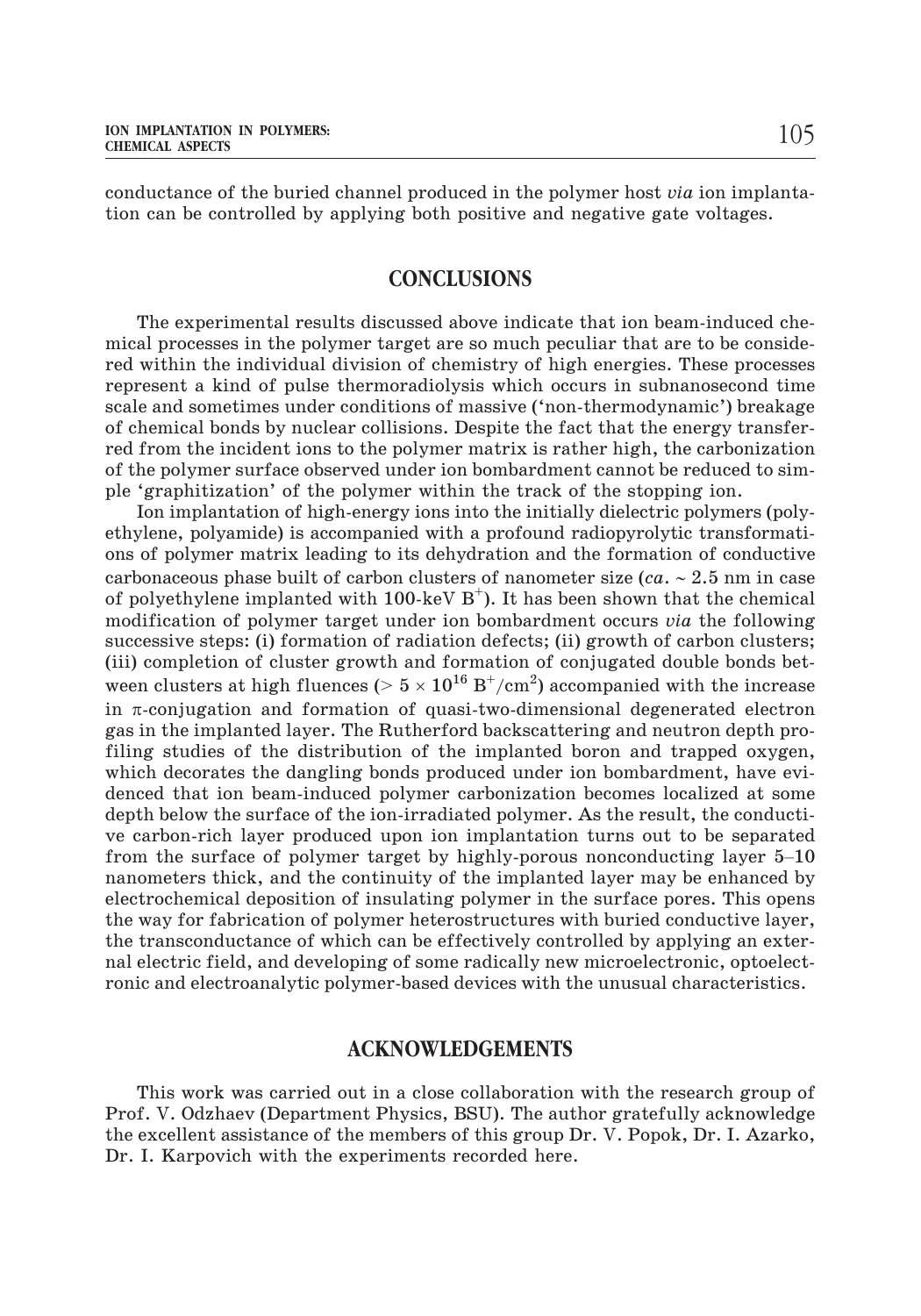conductance of the buried channel produced in the polymer host *via* ion implantation can be controlled by applying both positive and negative gate voltages.

## CONCLUSIONS

The experimental results discussed above indicate that ion beam-induced chemical processes in the polymer target are so much peculiar that are to be considered within the individual division of chemistry of high energies. These processes represent a kind of pulse thermoradiolysis which occurs in subnanosecond time scale and sometimes under conditions of massive ('non-thermodynamic') breakage of chemical bonds by nuclear collisions. Despite the fact that the energy transferred from the incident ions to the polymer matrix is rather high, the carbonization of the polymer surface observed under ion bombardment cannot be reduced to simple 'graphitization' of the polymer within the track of the stopping ion.

Ion implantation of high-energy ions into the initially dielectric polymers (polyethylene, polyamide) is accompanied with a profound radiopyrolytic transformations of polymer matrix leading to its dehydration and the formation of conductive carbonaceous phase built of carbon clusters of nanometer size (*ca*. ~ 2.5 nm in case of polyethylene implanted with 100-keV $B^+$). It has been shown that the chemical modification of polymer target under ion bombardment occurs *via* the following successive steps: (i) formation of radiation defects; (ii) growth of carbon clusters; (iii) completion of cluster growth and formation of conjugated double bonds between clusters at high fluences ($> 5 \times 10^{16}$ $B^+/cm^2$) accompanied with the increase in $\pi$-conjugation and formation of quasi-two-dimensional degenerated electron gas in the implanted layer. The Rutherford backscattering and neutron depth profiling studies of the distribution of the implanted boron and trapped oxygen, which decorates the dangling bonds produced under ion bombardment, have evidenced that ion beam-induced polymer carbonization becomes localized at some depth below the surface of the ion-irradiated polymer. As the result, the conductive carbon-rich layer produced upon ion implantation turns out to be separated from the surface of polymer target by highly-porous nonconducting layer 5–10 nanometers thick, and the continuity of the implanted layer may be enhanced by electrochemical deposition of insulating polymer in the surface pores. This opens the way for fabrication of polymer heterostructures with buried conductive layer, the transconductance of which can be effectively controlled by applying an external electric field, and developing of some radically new microelectronic, optoelectronic and electroanalytic polymer-based devices with the unusual characteristics.

## ACKNOWLEDGEMENTS

This work was carried out in a close collaboration with the research group of Prof. V. Odzhaev (Department Physics, BSU). The author gratefully acknowledge the excellent assistance of the members of this group Dr. V. Popok, Dr. I. Azarko, Dr. I. Karpovich with the experiments recorded here.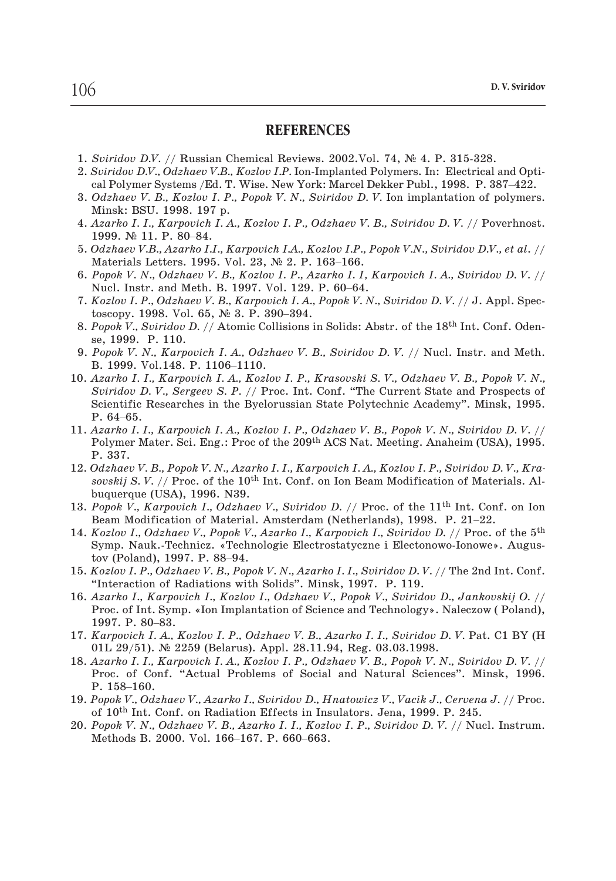## REFERENCES

1. *Sviridov D.V.* // Russian Chemical Reviews. 2002.Vol. 74, № 4. P. 315-328.
2. *Sviridov D.V., Odzhaev V.B., Kozlov I.P.* Ion-Implanted Polymers. In: Electrical and Optical Polymer Systems /Ed. T. Wise. New York: Marcel Dekker Publ., 1998. P. 387–422.
3. *Odzhaev V. B., Kozlov I. P., Popok V. N., Sviridov D. V.* Ion implantation of polymers. Minsk: BSU. 1998. 197 p.
4. *Azarko I. I., Karpovich I. A., Kozlov I. P., Odzhaev V. B., Sviridov D. V.* // Poverhnost. 1999. № 11. P. 80–84.
5. *Odzhaev V.B., Azarko I.I., Karpovich I.A., Kozlov I.P., Popok V.N., Sviridov D.V., et al.* // Materials Letters. 1995. Vol. 23, № 2. P. 163–166.
6. *Popok V. N., Odzhaev V. B., Kozlov I. P., Azarko I. I, Karpovich I. A., Sviridov D. V.* // Nucl. Instr. and Meth. B. 1997. Vol. 129. P. 60–64.
7. *Kozlov I. P., Odzhaev V. B., Karpovich I. A., Popok V. N., Sviridov D. V.* // J. Appl. Spectoscopy. 1998. Vol. 65, № 3. P. 390–394.
8. *Popok V., Sviridov D.* // Atomic Collisions in Solids: Abstr. of the 18th Int. Conf. Odense, 1999. P. 110.
9. *Popok V. N., Karpovich I. A., Odzhaev V. B., Sviridov D. V.* // Nucl. Instr. and Meth. B. 1999. Vol.148. P. 1106–1110.
10. *Azarko I. I., Karpovich I. A., Kozlov I. P., Krasovski S. V., Odzhaev V. B., Popok V. N., Sviridov D. V., Sergeev S. P.* // Proc. Int. Conf. "The Current State and Prospects of Scientific Researches in the Byelorussian State Polytechnic Academy". Minsk, 1995. P. 64–65.
11. *Azarko I. I., Karpovich I. A., Kozlov I. P., Odzhaev V. B., Popok V. N., Sviridov D. V.* // Polymer Mater. Sci. Eng.: Proc of the 209th ACS Nat. Meeting. Anaheim (USA), 1995. P. 337.
12. *Odzhaev V. B., Popok V. N., Azarko I. I., Karpovich I. A., Kozlov I. P., Sviridov D. V., Krasovskij S. V.* // Proc. of the 10th Int. Conf. on Ion Beam Modification of Materials. Albuquerque (USA), 1996. N39.
13. *Popok V., Karpovich I., Odzhaev V., Sviridov D.* // Proc. of the 11th Int. Conf. on Ion Beam Modification of Material. Amsterdam (Netherlands), 1998. P. 21–22.
14. *Kozlov I., Odzhaev V., Popok V., Azarko I., Karpovich I., Sviridov D.* // Proc. of the 5th Symp. Nauk.-Technicz. «Technologie Electrostatyczne i Electonowo-Ionowe». Augustov (Poland), 1997. P. 88–94.
15. *Kozlov I. P., Odzhaev V. B., Popok V. N., Azarko I. I., Sviridov D. V.* // The 2nd Int. Conf. "Interaction of Radiations with Solids". Minsk, 1997. P. 119.
16. *Azarko I., Karpovich I., Kozlov I., Odzhaev V., Popok V., Sviridov D., Jankovskij O.* // Proc. of Int. Symp. «Ion Implantation of Science and Technology». Naleczow ( Poland), 1997. P. 80–83.
17. *Karpovich I. A., Kozlov I. P., Odzhaev V. B., Azarko I. I., Sviridov D. V.* Pat. C1 BY (H 01L 29/51). № 2259 (Belarus). Appl. 28.11.94, Reg. 03.03.1998.
18. *Azarko I. I., Karpovich I. A., Kozlov I. P., Odzhaev V. B., Popok V. N., Sviridov D. V.* // Proc. of Conf. "Actual Problems of Social and Natural Sciences". Minsk, 1996. P. 158–160.
19. *Popok V., Odzhaev V., Azarko I., Sviridov D., Hnatowicz V., Vacik J., Cervena J.* // Proc. of 10th Int. Conf. on Radiation Effects in Insulators. Jena, 1999. P. 245.
20. *Popok V. N., Odzhaev V. B., Azarko I. I., Kozlov I. P., Sviridov D. V.* // Nucl. Instrum. Methods B. 2000. Vol. 166–167. P. 660–663.